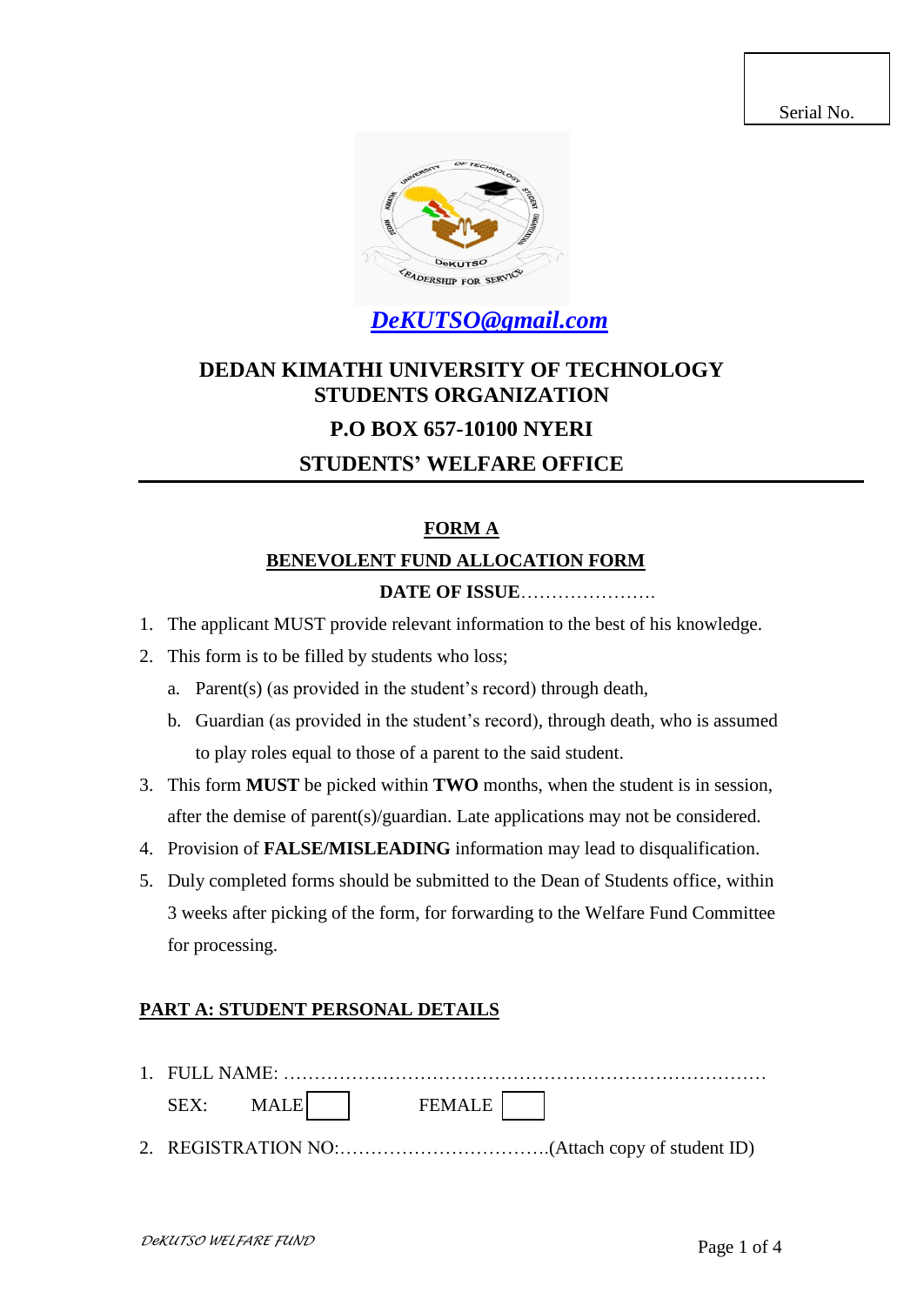Serial No.

***DeKUTSO@gmail.com***

# DEDAN KIMATHI UNIVERSITY OF TECHNOLOGY STUDENTS ORGANIZATION

## P.O BOX 657-10100 NYERI

## STUDENTS' WELFARE OFFICE

---

## FORM A

## BENEVOLENT FUND ALLOCATION FORM

**DATE OF ISSUE**…………………….

1. The applicant MUST provide relevant information to the best of his knowledge.
2. This form is to be filled by students who loss;
   a. Parent(s) (as provided in the student's record) through death,
   b. Guardian (as provided in the student's record), through death, who is assumed to play roles equal to those of a parent to the said student.
3. This form **MUST** be picked within **TWO** months, when the student is in session, after the demise of parent(s)/guardian. Late applications may not be considered.
4. Provision of **FALSE/MISLEADING** information may lead to disqualification.
5. Duly completed forms should be submitted to the Dean of Students office, within 3 weeks after picking of the form, for forwarding to the Welfare Fund Committee for processing.

### PART A: STUDENT PERSONAL DETAILS

1. FULL NAME: ……………………………………………………………………

   SEX: MALE ☐ FEMALE ☐

2. REGISTRATION NO:…………………………….(Attach copy of student ID)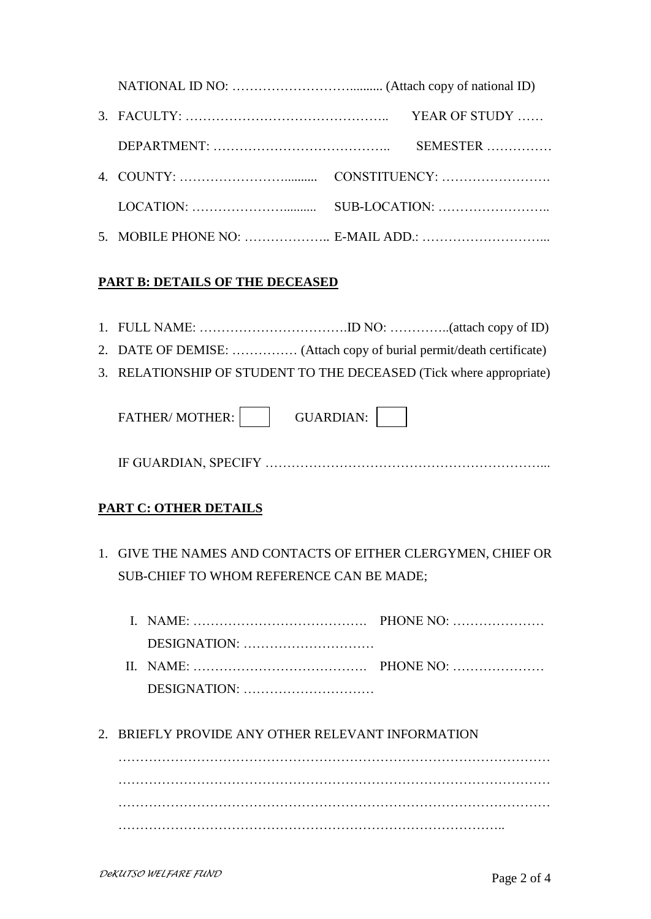NATIONAL ID NO: ………………………......... (Attach copy of national ID)

3. FACULTY: ……………………………………….. YEAR OF STUDY ……

   DEPARTMENT: ………………………………….. SEMESTER ……………

4. COUNTY: ……………………......... CONSTITUENCY: …………………….

   LOCATION: ………………….......... SUB-LOCATION: ……………………..

5. MOBILE PHONE NO: ……………….. E-MAIL ADD.: ………………………...

**PART B: DETAILS OF THE DECEASED**

1. FULL NAME: …………………………….ID NO: …………..(attach copy of ID)
2. DATE OF DEMISE: …………… (Attach copy of burial permit/death certificate)
3. RELATIONSHIP OF STUDENT TO THE DECEASED (Tick where appropriate)

   FATHER/ MOTHER: ☐ GUARDIAN: ☐

   IF GUARDIAN, SPECIFY ………………………………………………………...

**PART C: OTHER DETAILS**

1. GIVE THE NAMES AND CONTACTS OF EITHER CLERGYMEN, CHIEF OR SUB-CHIEF TO WHOM REFERENCE CAN BE MADE;

   I. NAME: …………………………………. PHONE NO: …………………
      DESIGNATION: …………………………
   II. NAME: …………………………………. PHONE NO: …………………
      DESIGNATION: …………………………

2. BRIEFLY PROVIDE ANY OTHER RELEVANT INFORMATION

   ………………………………………………………………………………………
   ………………………………………………………………………………………
   ………………………………………………………………………………………
   ……………………………………………………………………………..

*DeKUTSO WELFARE FUND*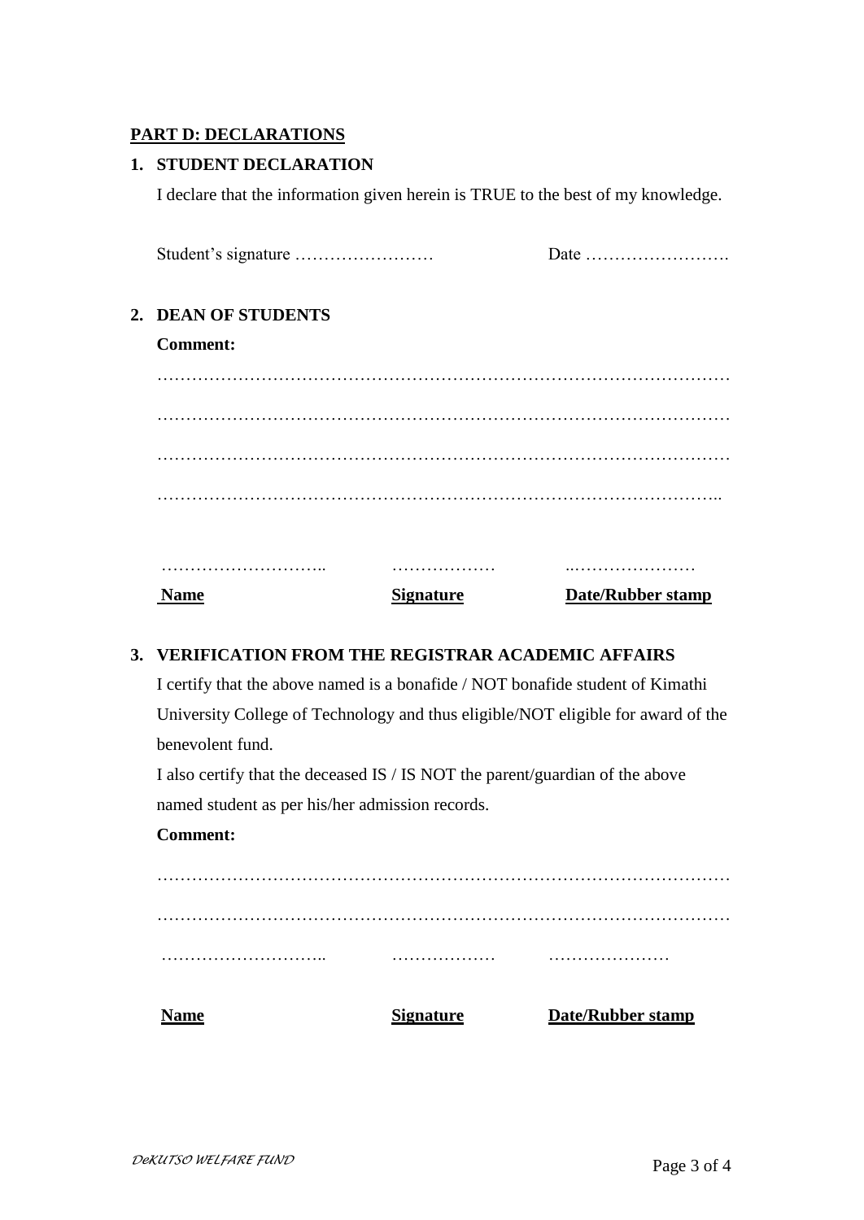## PART D: DECLARATIONS

### 1. STUDENT DECLARATION

I declare that the information given herein is TRUE to the best of my knowledge.

Student's signature …………………… Date …………………….

### 2. DEAN OF STUDENTS

**Comment:**

………………………………………………………………………………………

………………………………………………………………………………………

………………………………………………………………………………………

……………………………………………………………………………………..

| ……………………….. | ……………… | ..………………… |
|---|---|---|
| **Name** | **Signature** | **Date/Rubber stamp** |

### 3. VERIFICATION FROM THE REGISTRAR ACADEMIC AFFAIRS

I certify that the above named is a bonafide / NOT bonafide student of Kimathi University College of Technology and thus eligible/NOT eligible for award of the benevolent fund.

I also certify that the deceased IS / IS NOT the parent/guardian of the above named student as per his/her admission records.

**Comment:**

………………………………………………………………………………………

………………………………………………………………………………………

| ……………………….. | ……………… | ………………… |
|---|---|---|
| **Name** | **Signature** | **Date/Rubber stamp** |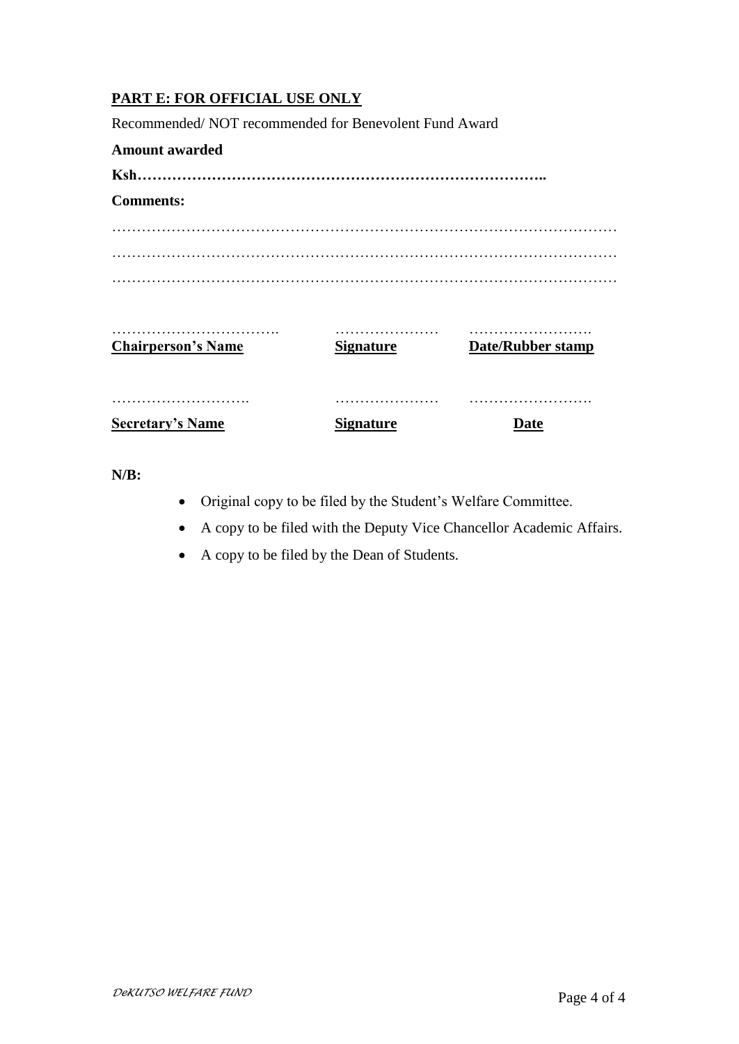## PART E: FOR OFFICIAL USE ONLY

Recommended/ NOT recommended for Benevolent Fund Award

**Amount awarded**

**Ksh……………………………………………………………………..**

**Comments:**

…………………………………………………………………………………………

…………………………………………………………………………………………

…………………………………………………………………………………………

| | | |
|---|---|---|
| ……………………………. | ………………… | ……………………. |
| **Chairperson's Name** | **Signature** | **Date/Rubber stamp** |
| ………………………. | ………………… | ……………………. |
| **Secretary's Name** | **Signature** | **Date** |

**N/B:**

- Original copy to be filed by the Student's Welfare Committee.
- A copy to be filed with the Deputy Vice Chancellor Academic Affairs.
- A copy to be filed by the Dean of Students.